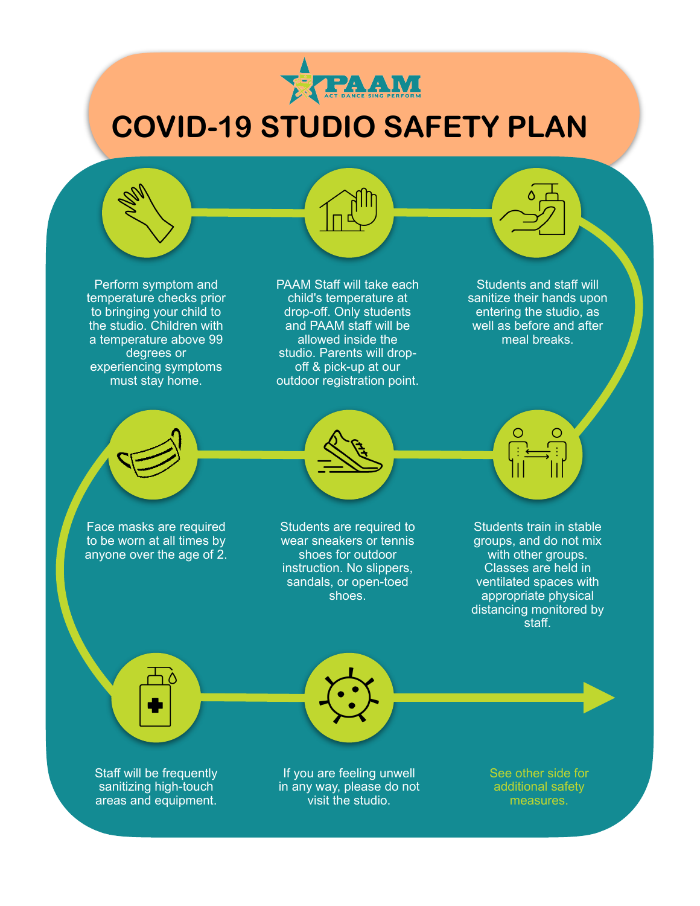PAAM

ACT DANCE SING PERFORM

# COVID-19 STUDIO SAFETY PLAN

Perform symptom and temperature checks prior to bringing your child to the studio. Children with a temperature above 99 degrees or experiencing symptoms must stay home.

PAAM Staff will take each child's temperature at drop-off. Only students and PAAM staff will be allowed inside the studio. Parents will drop-off & pick-up at our outdoor registration point.

Students and staff will sanitize their hands upon entering the studio, as well as before and after meal breaks.

Students train in stable groups, and do not mix with other groups. Classes are held in ventilated spaces with appropriate physical distancing monitored by staff.

Students are required to wear sneakers or tennis shoes for outdoor instruction. No slippers, sandals, or open-toed shoes.

Face masks are required to be worn at all times by anyone over the age of 2.

Staff will be frequently sanitizing high-touch areas and equipment.

If you are feeling unwell in any way, please do not visit the studio.

See other side for additional safety measures.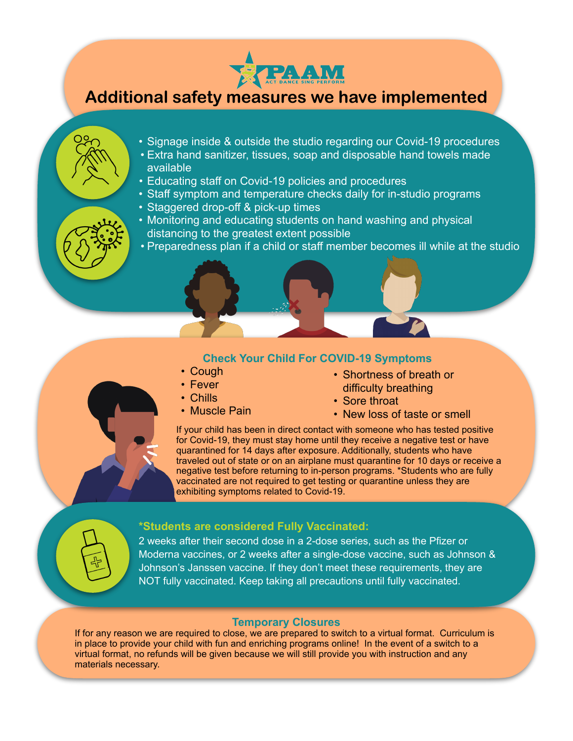PAAM

ACT DANCE SING PERFORM

# Additional safety measures we have implemented

- Signage inside & outside the studio regarding our Covid-19 procedures
- Extra hand sanitizer, tissues, soap and disposable hand towels made available
- Educating staff on Covid-19 policies and procedures
- Staff symptom and temperature checks daily for in-studio programs
- Staggered drop-off & pick-up times
- Monitoring and educating students on hand washing and physical distancing to the greatest extent possible
- Preparedness plan if a child or staff member becomes ill while at the studio

## Check Your Child For COVID-19 Symptoms

- Cough
- Fever
- Chills
- Muscle Pain
- Shortness of breath or difficulty breathing
- Sore throat
- New loss of taste or smell

If your child has been in direct contact with someone who has tested positive for Covid-19, they must stay home until they receive a negative test or have quarantined for 14 days after exposure. Additionally, students who have traveled out of state or on an airplane must quarantine for 10 days or receive a negative test before returning to in-person programs. *Students who are fully vaccinated are not required to get testing or quarantine unless they are exhibiting symptoms related to Covid-19.

## *Students are considered Fully Vaccinated:

2 weeks after their second dose in a 2-dose series, such as the Pfizer or Moderna vaccines, or 2 weeks after a single-dose vaccine, such as Johnson & Johnson's Janssen vaccine. If they don't meet these requirements, they are NOT fully vaccinated. Keep taking all precautions until fully vaccinated.

## Temporary Closures

If for any reason we are required to close, we are prepared to switch to a virtual format. Curriculum is in place to provide your child with fun and enriching programs online! In the event of a switch to a virtual format, no refunds will be given because we will still provide you with instruction and any materials necessary.